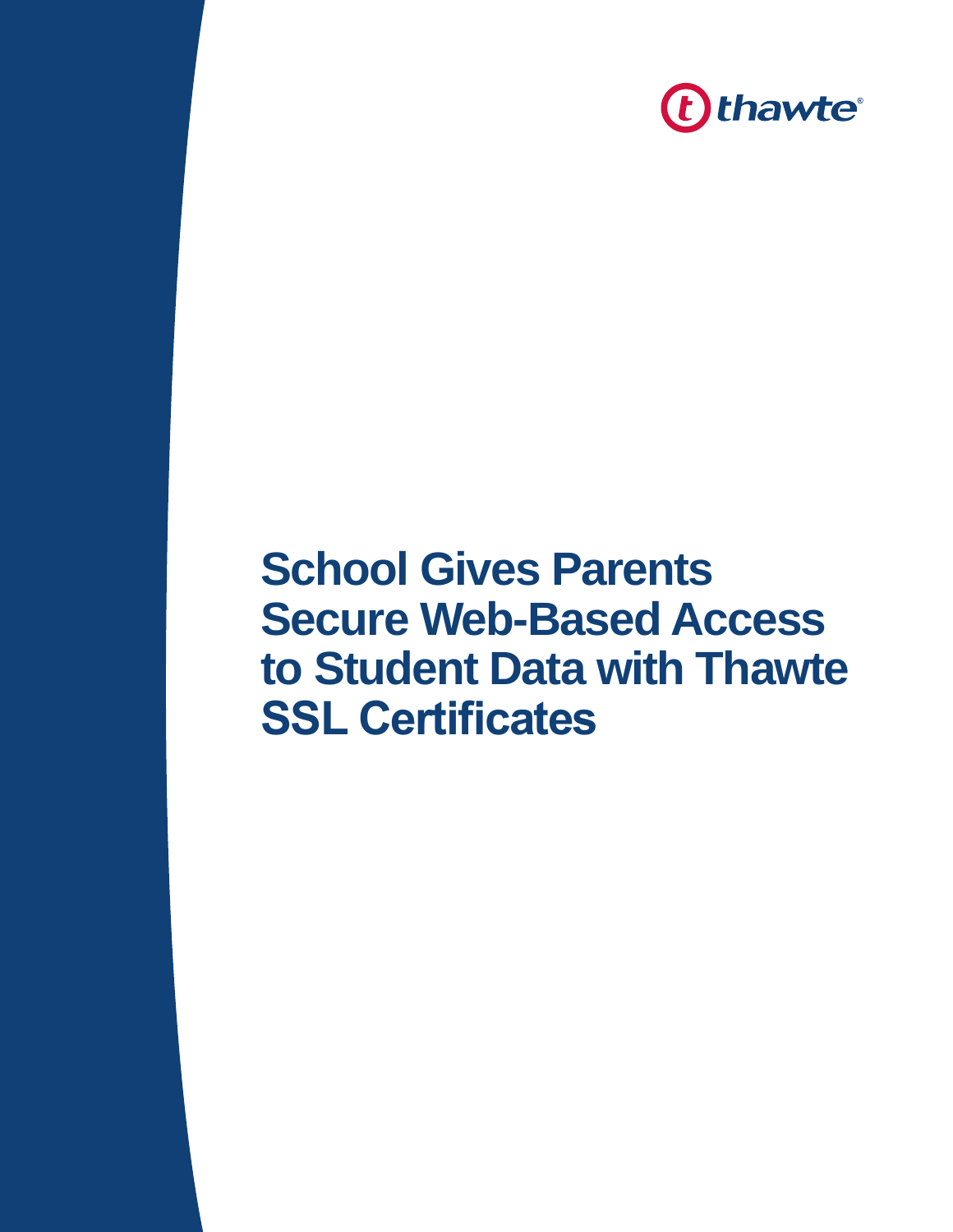thawte®

# School Gives Parents Secure Web-Based Access to Student Data with Thawte SSL Certificates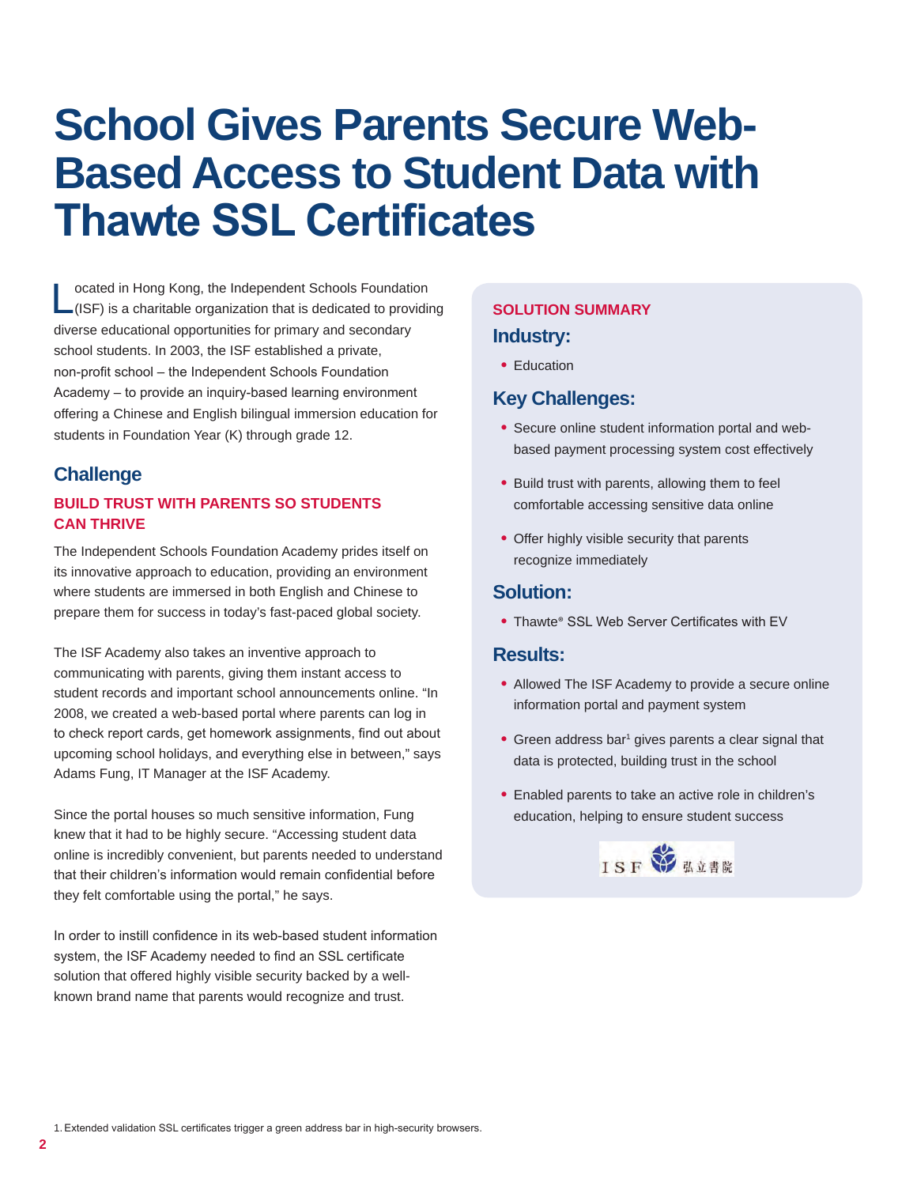# School Gives Parents Secure Web-Based Access to Student Data with Thawte SSL Certificates

Located in Hong Kong, the Independent Schools Foundation (ISF) is a charitable organization that is dedicated to providing diverse educational opportunities for primary and secondary school students. In 2003, the ISF established a private, non-profit school – the Independent Schools Foundation Academy – to provide an inquiry-based learning environment offering a Chinese and English bilingual immersion education for students in Foundation Year (K) through grade 12.

## Challenge

### BUILD TRUST WITH PARENTS SO STUDENTS CAN THRIVE

The Independent Schools Foundation Academy prides itself on its innovative approach to education, providing an environment where students are immersed in both English and Chinese to prepare them for success in today's fast-paced global society.

The ISF Academy also takes an inventive approach to communicating with parents, giving them instant access to student records and important school announcements online. "In 2008, we created a web-based portal where parents can log in to check report cards, get homework assignments, find out about upcoming school holidays, and everything else in between," says Adams Fung, IT Manager at the ISF Academy.

Since the portal houses so much sensitive information, Fung knew that it had to be highly secure. "Accessing student data online is incredibly convenient, but parents needed to understand that their children's information would remain confidential before they felt comfortable using the portal," he says.

In order to instill confidence in its web-based student information system, the ISF Academy needed to find an SSL certificate solution that offered highly visible security backed by a well-known brand name that parents would recognize and trust.

---

**SOLUTION SUMMARY**

**Industry:**

- Education

**Key Challenges:**

- Secure online student information portal and web-based payment processing system cost effectively
- Build trust with parents, allowing them to feel comfortable accessing sensitive data online
- Offer highly visible security that parents recognize immediately

**Solution:**

- Thawte® SSL Web Server Certificates with EV

**Results:**

- Allowed The ISF Academy to provide a secure online information portal and payment system
- Green address bar[1] gives parents a clear signal that data is protected, building trust in the school
- Enabled parents to take an active role in children's education, helping to ensure student success

ISF 弘立書院

---

1. Extended validation SSL certificates trigger a green address bar in high-security browsers.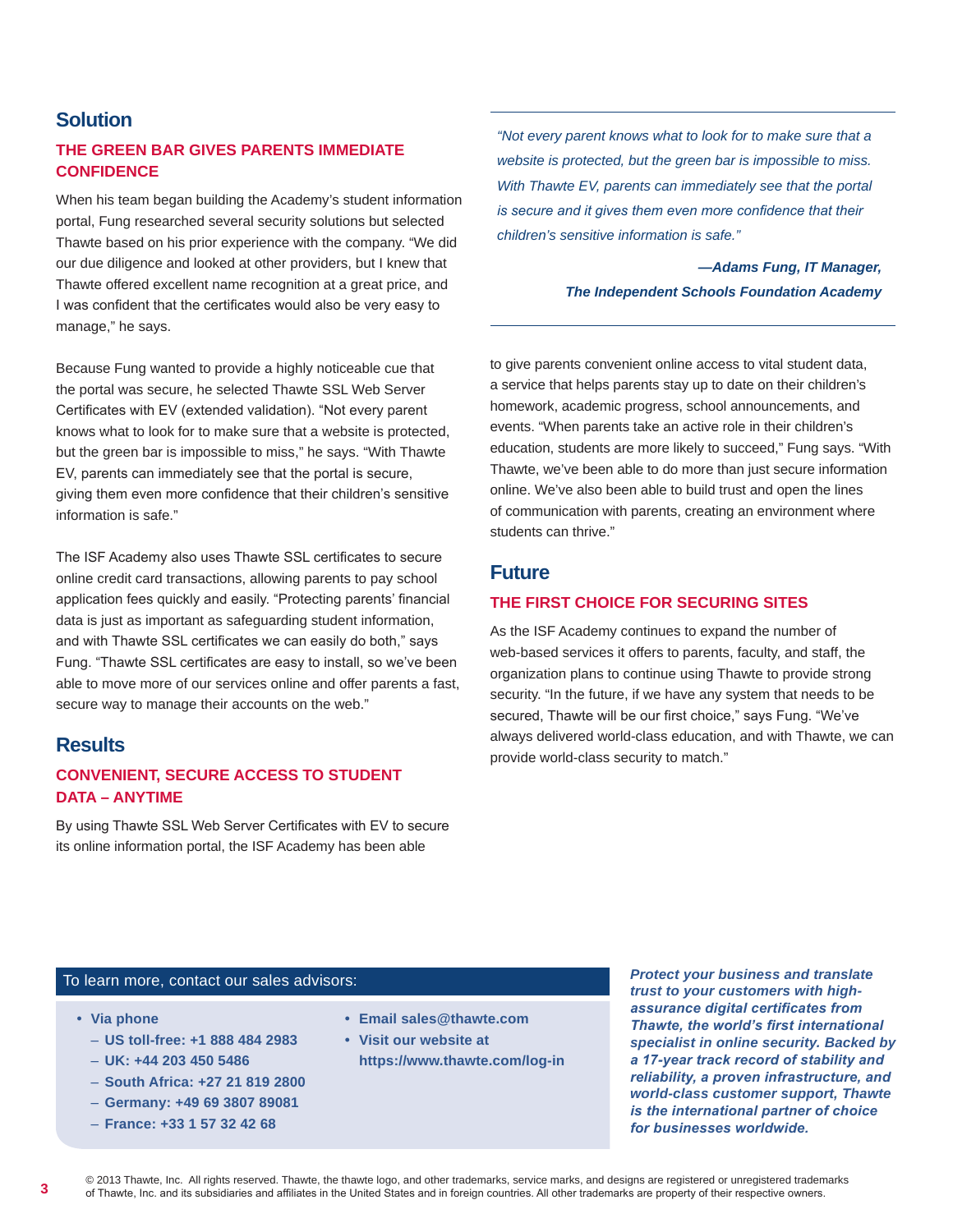## Solution

### THE GREEN BAR GIVES PARENTS IMMEDIATE CONFIDENCE

When his team began building the Academy's student information portal, Fung researched several security solutions but selected Thawte based on his prior experience with the company. "We did our due diligence and looked at other providers, but I knew that Thawte offered excellent name recognition at a great price, and I was confident that the certificates would also be very easy to manage," he says.

Because Fung wanted to provide a highly noticeable cue that the portal was secure, he selected Thawte SSL Web Server Certificates with EV (extended validation). "Not every parent knows what to look for to make sure that a website is protected, but the green bar is impossible to miss," he says. "With Thawte EV, parents can immediately see that the portal is secure, giving them even more confidence that their children's sensitive information is safe."

The ISF Academy also uses Thawte SSL certificates to secure online credit card transactions, allowing parents to pay school application fees quickly and easily. "Protecting parents' financial data is just as important as safeguarding student information, and with Thawte SSL certificates we can easily do both," says Fung. "Thawte SSL certificates are easy to install, so we've been able to move more of our services online and offer parents a fast, secure way to manage their accounts on the web."

## Results

### CONVENIENT, SECURE ACCESS TO STUDENT DATA – ANYTIME

By using Thawte SSL Web Server Certificates with EV to secure its online information portal, the ISF Academy has been able to give parents convenient online access to vital student data, a service that helps parents stay up to date on their children's homework, academic progress, school announcements, and events. "When parents take an active role in their children's education, students are more likely to succeed," Fung says. "With Thawte, we've been able to do more than just secure information online. We've also been able to build trust and open the lines of communication with parents, creating an environment where students can thrive."

> *"Not every parent knows what to look for to make sure that a website is protected, but the green bar is impossible to miss. With Thawte EV, parents can immediately see that the portal is secure and it gives them even more confidence that their children's sensitive information is safe."*
>
> ***—Adams Fung, IT Manager, The Independent Schools Foundation Academy***

## Future

### THE FIRST CHOICE FOR SECURING SITES

As the ISF Academy continues to expand the number of web-based services it offers to parents, faculty, and staff, the organization plans to continue using Thawte to provide strong security. "In the future, if we have any system that needs to be secured, Thawte will be our first choice," says Fung. "We've always delivered world-class education, and with Thawte, we can provide world-class security to match."

---

To learn more, contact our sales advisors:

- **Via phone**
  - **US toll-free: +1 888 484 2983**
  - **UK: +44 203 450 5486**
  - **South Africa: +27 21 819 2800**
  - **Germany: +49 69 3807 89081**
  - **France: +33 1 57 32 42 68**
- **Email sales@thawte.com**
- **Visit our website at https://www.thawte.com/log-in**

***Protect your business and translate trust to your customers with high-assurance digital certificates from Thawte, the world's first international specialist in online security. Backed by a 17-year track record of stability and reliability, a proven infrastructure, and world-class customer support, Thawte is the international partner of choice for businesses worldwide.***

© 2013 Thawte, Inc. All rights reserved. Thawte, the thawte logo, and other trademarks, service marks, and designs are registered or unregistered trademarks of Thawte, Inc. and its subsidiaries and affiliates in the United States and in foreign countries. All other trademarks are property of their respective owners.